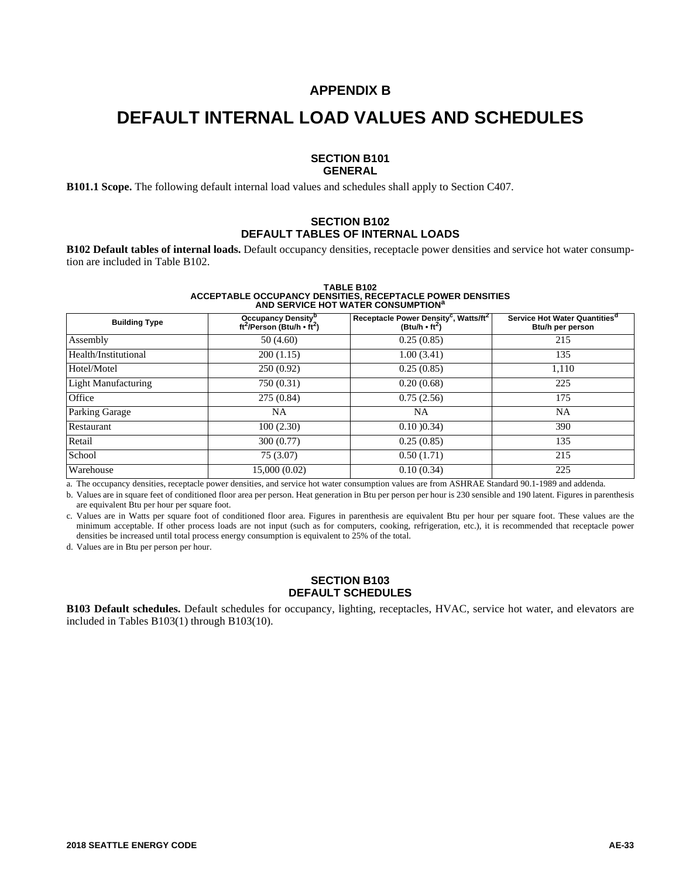# APPENDIX B

# DEFAULT INTERNAL LOAD VALUES AND SCHEDULES

## SECTION B101 GENERAL

**B101.1 Scope.** The following default internal load values and schedules shall apply to Section C407.

## SECTION B102 DEFAULT TABLES OF INTERNAL LOADS

**B102 Default tables of internal loads.** Default occupancy densities, receptacle power densities and service hot water consumption are included in Table B102.

**TABLE B102**
**ACCEPTABLE OCCUPANCY DENSITIES, RECEPTACLE POWER DENSITIES AND SERVICE HOT WATER CONSUMPTION[a]**

| Building Type | Occupancy Density[b] $ft^2$/Person (Btu/h • $ft^2$) | Receptacle Power Density[c], Watts/$ft^2$ (Btu/h • $ft^2$) | Service Hot Water Quantities[d] Btu/h per person |
|---|---|---|---|
| Assembly | 50 (4.60) | 0.25 (0.85) | 215 |
| Health/Institutional | 200 (1.15) | 1.00 (3.41) | 135 |
| Hotel/Motel | 250 (0.92) | 0.25 (0.85) | 1,110 |
| Light Manufacturing | 750 (0.31) | 0.20 (0.68) | 225 |
| Office | 275 (0.84) | 0.75 (2.56) | 175 |
| Parking Garage | NA | NA | NA |
| Restaurant | 100 (2.30) | 0.10 )0.34) | 390 |
| Retail | 300 (0.77) | 0.25 (0.85) | 135 |
| School | 75 (3.07) | 0.50 (1.71) | 215 |
| Warehouse | 15,000 (0.02) | 0.10 (0.34) | 225 |

a. The occupancy densities, receptacle power densities, and service hot water consumption values are from ASHRAE Standard 90.1-1989 and addenda.

b. Values are in square feet of conditioned floor area per person. Heat generation in Btu per person per hour is 230 sensible and 190 latent. Figures in parenthesis are equivalent Btu per hour per square foot.

c. Values are in Watts per square foot of conditioned floor area. Figures in parenthesis are equivalent Btu per hour per square foot. These values are the minimum acceptable. If other process loads are not input (such as for computers, cooking, refrigeration, etc.), it is recommended that receptacle power densities be increased until total process energy consumption is equivalent to 25% of the total.

d. Values are in Btu per person per hour.

## SECTION B103 DEFAULT SCHEDULES

**B103 Default schedules.** Default schedules for occupancy, lighting, receptacles, HVAC, service hot water, and elevators are included in Tables B103(1) through B103(10).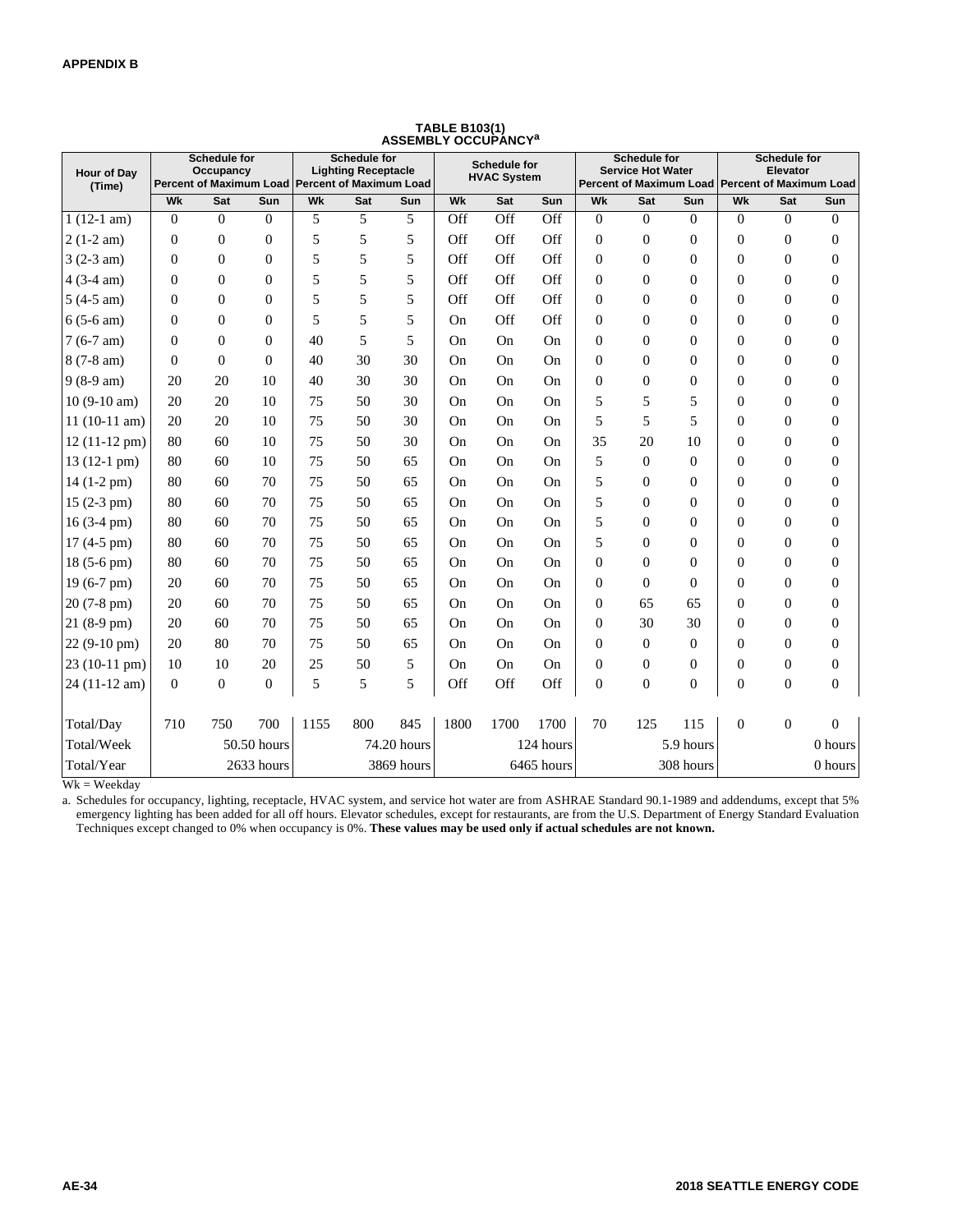**APPENDIX B**

**TABLE B103(1)**
**ASSEMBLY OCCUPANCY[a]**

| Hour of Day (Time) | Schedule for Occupancy Percent of Maximum Load | | | Schedule for Lighting Receptacle Percent of Maximum Load | | | Schedule for HVAC System | | | Schedule for Service Hot Water Percent of Maximum Load | | | Schedule for Elevator Percent of Maximum Load | | |
|---|---|---|---|---|---|---|---|---|---|---|---|---|---|---|---|
| | Wk | Sat | Sun | Wk | Sat | Sun | Wk | Sat | Sun | Wk | Sat | Sun | Wk | Sat | Sun |
| 1 (12-1 am) | 0 | 0 | 0 | 5 | 5 | 5 | Off | Off | Off | 0 | 0 | 0 | 0 | 0 | 0 |
| 2 (1-2 am) | 0 | 0 | 0 | 5 | 5 | 5 | Off | Off | Off | 0 | 0 | 0 | 0 | 0 | 0 |
| 3 (2-3 am) | 0 | 0 | 0 | 5 | 5 | 5 | Off | Off | Off | 0 | 0 | 0 | 0 | 0 | 0 |
| 4 (3-4 am) | 0 | 0 | 0 | 5 | 5 | 5 | Off | Off | Off | 0 | 0 | 0 | 0 | 0 | 0 |
| 5 (4-5 am) | 0 | 0 | 0 | 5 | 5 | 5 | Off | Off | Off | 0 | 0 | 0 | 0 | 0 | 0 |
| 6 (5-6 am) | 0 | 0 | 0 | 5 | 5 | 5 | On | Off | Off | 0 | 0 | 0 | 0 | 0 | 0 |
| 7 (6-7 am) | 0 | 0 | 0 | 40 | 5 | 5 | On | On | On | 0 | 0 | 0 | 0 | 0 | 0 |
| 8 (7-8 am) | 0 | 0 | 0 | 40 | 30 | 30 | On | On | On | 0 | 0 | 0 | 0 | 0 | 0 |
| 9 (8-9 am) | 20 | 20 | 10 | 40 | 30 | 30 | On | On | On | 0 | 0 | 0 | 0 | 0 | 0 |
| 10 (9-10 am) | 20 | 20 | 10 | 75 | 50 | 30 | On | On | On | 5 | 5 | 5 | 0 | 0 | 0 |
| 11 (10-11 am) | 20 | 20 | 10 | 75 | 50 | 30 | On | On | On | 5 | 5 | 5 | 0 | 0 | 0 |
| 12 (11-12 pm) | 80 | 60 | 10 | 75 | 50 | 30 | On | On | On | 35 | 20 | 10 | 0 | 0 | 0 |
| 13 (12-1 pm) | 80 | 60 | 10 | 75 | 50 | 65 | On | On | On | 5 | 0 | 0 | 0 | 0 | 0 |
| 14 (1-2 pm) | 80 | 60 | 70 | 75 | 50 | 65 | On | On | On | 5 | 0 | 0 | 0 | 0 | 0 |
| 15 (2-3 pm) | 80 | 60 | 70 | 75 | 50 | 65 | On | On | On | 5 | 0 | 0 | 0 | 0 | 0 |
| 16 (3-4 pm) | 80 | 60 | 70 | 75 | 50 | 65 | On | On | On | 5 | 0 | 0 | 0 | 0 | 0 |
| 17 (4-5 pm) | 80 | 60 | 70 | 75 | 50 | 65 | On | On | On | 5 | 0 | 0 | 0 | 0 | 0 |
| 18 (5-6 pm) | 80 | 60 | 70 | 75 | 50 | 65 | On | On | On | 0 | 0 | 0 | 0 | 0 | 0 |
| 19 (6-7 pm) | 20 | 60 | 70 | 75 | 50 | 65 | On | On | On | 0 | 0 | 0 | 0 | 0 | 0 |
| 20 (7-8 pm) | 20 | 60 | 70 | 75 | 50 | 65 | On | On | On | 0 | 65 | 65 | 0 | 0 | 0 |
| 21 (8-9 pm) | 20 | 60 | 70 | 75 | 50 | 65 | On | On | On | 0 | 30 | 30 | 0 | 0 | 0 |
| 22 (9-10 pm) | 20 | 80 | 70 | 75 | 50 | 65 | On | On | On | 0 | 0 | 0 | 0 | 0 | 0 |
| 23 (10-11 pm) | 10 | 10 | 20 | 25 | 50 | 5 | On | On | On | 0 | 0 | 0 | 0 | 0 | 0 |
| 24 (11-12 am) | 0 | 0 | 0 | 5 | 5 | 5 | Off | Off | Off | 0 | 0 | 0 | 0 | 0 | 0 |
| Total/Day | 710 | 750 | 700 | 1155 | 800 | 845 | 1800 | 1700 | 1700 | 70 | 125 | 115 | 0 | 0 | 0 |
| Total/Week | | | 50.50 hours | | | 74.20 hours | | | 124 hours | | | 5.9 hours | | | 0 hours |
| Total/Year | | | 2633 hours | | | 3869 hours | | | 6465 hours | | | 308 hours | | | 0 hours |

Wk = Weekday

a. Schedules for occupancy, lighting, receptacle, HVAC system, and service hot water are from ASHRAE Standard 90.1-1989 and addendums, except that 5% emergency lighting has been added for all off hours. Elevator schedules, except for restaurants, are from the U.S. Department of Energy Standard Evaluation Techniques except changed to 0% when occupancy is 0%. **These values may be used only if actual schedules are not known.**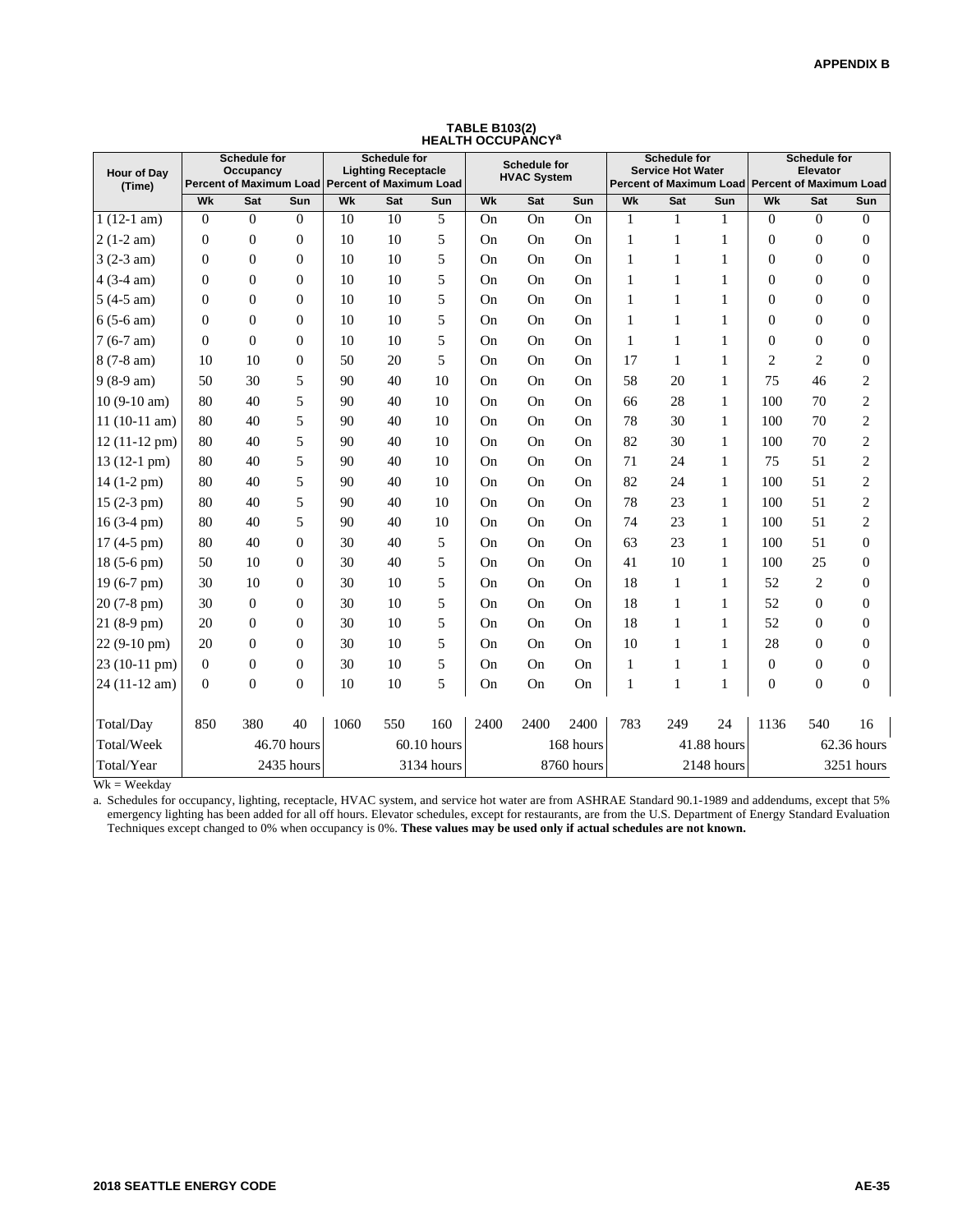## TABLE B103(2) HEALTH OCCUPANCY[a]

| Hour of Day (Time) | Schedule for Occupancy Percent of Maximum Load | | | Schedule for Lighting Receptacle Percent of Maximum Load | | | Schedule for HVAC System | | | Schedule for Service Hot Water Percent of Maximum Load | | | Schedule for Elevator Percent of Maximum Load | | |
|---|---|---|---|---|---|---|---|---|---|---|---|---|---|---|---|
| | Wk | Sat | Sun | Wk | Sat | Sun | Wk | Sat | Sun | Wk | Sat | Sun | Wk | Sat | Sun |
| 1 (12-1 am) | 0 | 0 | 0 | 10 | 10 | 5 | On | On | On | 1 | 1 | 1 | 0 | 0 | 0 |
| 2 (1-2 am) | 0 | 0 | 0 | 10 | 10 | 5 | On | On | On | 1 | 1 | 1 | 0 | 0 | 0 |
| 3 (2-3 am) | 0 | 0 | 0 | 10 | 10 | 5 | On | On | On | 1 | 1 | 1 | 0 | 0 | 0 |
| 4 (3-4 am) | 0 | 0 | 0 | 10 | 10 | 5 | On | On | On | 1 | 1 | 1 | 0 | 0 | 0 |
| 5 (4-5 am) | 0 | 0 | 0 | 10 | 10 | 5 | On | On | On | 1 | 1 | 1 | 0 | 0 | 0 |
| 6 (5-6 am) | 0 | 0 | 0 | 10 | 10 | 5 | On | On | On | 1 | 1 | 1 | 0 | 0 | 0 |
| 7 (6-7 am) | 0 | 0 | 0 | 10 | 10 | 5 | On | On | On | 1 | 1 | 1 | 0 | 0 | 0 |
| 8 (7-8 am) | 10 | 10 | 0 | 50 | 20 | 5 | On | On | On | 17 | 1 | 1 | 2 | 2 | 0 |
| 9 (8-9 am) | 50 | 30 | 5 | 90 | 40 | 10 | On | On | On | 58 | 20 | 1 | 75 | 46 | 2 |
| 10 (9-10 am) | 80 | 40 | 5 | 90 | 40 | 10 | On | On | On | 66 | 28 | 1 | 100 | 70 | 2 |
| 11 (10-11 am) | 80 | 40 | 5 | 90 | 40 | 10 | On | On | On | 78 | 30 | 1 | 100 | 70 | 2 |
| 12 (11-12 pm) | 80 | 40 | 5 | 90 | 40 | 10 | On | On | On | 82 | 30 | 1 | 100 | 70 | 2 |
| 13 (12-1 pm) | 80 | 40 | 5 | 90 | 40 | 10 | On | On | On | 71 | 24 | 1 | 75 | 51 | 2 |
| 14 (1-2 pm) | 80 | 40 | 5 | 90 | 40 | 10 | On | On | On | 82 | 24 | 1 | 100 | 51 | 2 |
| 15 (2-3 pm) | 80 | 40 | 5 | 90 | 40 | 10 | On | On | On | 78 | 23 | 1 | 100 | 51 | 2 |
| 16 (3-4 pm) | 80 | 40 | 5 | 90 | 40 | 10 | On | On | On | 74 | 23 | 1 | 100 | 51 | 2 |
| 17 (4-5 pm) | 80 | 40 | 0 | 30 | 40 | 5 | On | On | On | 63 | 23 | 1 | 100 | 51 | 0 |
| 18 (5-6 pm) | 50 | 10 | 0 | 30 | 40 | 5 | On | On | On | 41 | 10 | 1 | 100 | 25 | 0 |
| 19 (6-7 pm) | 30 | 10 | 0 | 30 | 10 | 5 | On | On | On | 18 | 1 | 1 | 52 | 2 | 0 |
| 20 (7-8 pm) | 30 | 0 | 0 | 30 | 10 | 5 | On | On | On | 18 | 1 | 1 | 52 | 0 | 0 |
| 21 (8-9 pm) | 20 | 0 | 0 | 30 | 10 | 5 | On | On | On | 18 | 1 | 1 | 52 | 0 | 0 |
| 22 (9-10 pm) | 20 | 0 | 0 | 30 | 10 | 5 | On | On | On | 10 | 1 | 1 | 28 | 0 | 0 |
| 23 (10-11 pm) | 0 | 0 | 0 | 30 | 10 | 5 | On | On | On | 1 | 1 | 1 | 0 | 0 | 0 |
| 24 (11-12 am) | 0 | 0 | 0 | 10 | 10 | 5 | On | On | On | 1 | 1 | 1 | 0 | 0 | 0 |
| Total/Day | 850 | 380 | 40 | 1060 | 550 | 160 | 2400 | 2400 | 2400 | 783 | 249 | 24 | 1136 | 540 | 16 |
| Total/Week | | | 46.70 hours | | | 60.10 hours | | | 168 hours | | | 41.88 hours | | | 62.36 hours |
| Total/Year | | | 2435 hours | | | 3134 hours | | | 8760 hours | | | 2148 hours | | | 3251 hours |

Wk = Weekday

a. Schedules for occupancy, lighting, receptacle, HVAC system, and service hot water are from ASHRAE Standard 90.1-1989 and addendums, except that 5% emergency lighting has been added for all off hours. Elevator schedules, except for restaurants, are from the U.S. Department of Energy Standard Evaluation Techniques except changed to 0% when occupancy is 0%. **These values may be used only if actual schedules are not known.**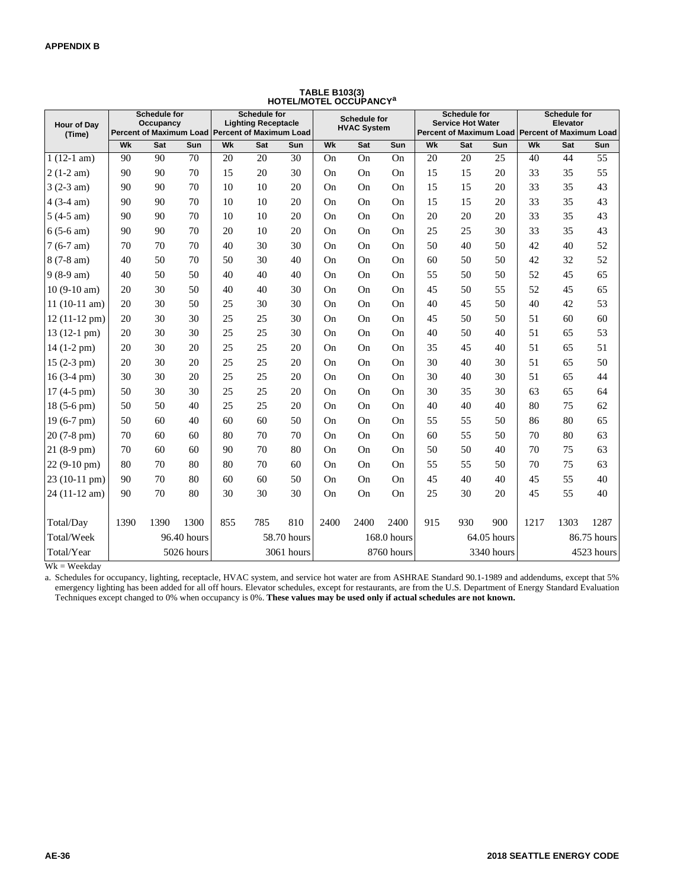**APPENDIX B**

**TABLE B103(3)**
**HOTEL/MOTEL OCCUPANCY[a]**

| Hour of Day (Time) | Schedule for Occupancy Percent of Maximum Load | | | Schedule for Lighting Receptacle Percent of Maximum Load | | | Schedule for HVAC System | | | Schedule for Service Hot Water Percent of Maximum Load | | | Schedule for Elevator Percent of Maximum Load | | |
|---|---|---|---|---|---|---|---|---|---|---|---|---|---|---|---|
| | Wk | Sat | Sun | Wk | Sat | Sun | Wk | Sat | Sun | Wk | Sat | Sun | Wk | Sat | Sun |
| 1 (12-1 am) | 90 | 90 | 70 | 20 | 20 | 30 | On | On | On | 20 | 20 | 25 | 40 | 44 | 55 |
| 2 (1-2 am) | 90 | 90 | 70 | 15 | 20 | 30 | On | On | On | 15 | 15 | 20 | 33 | 35 | 55 |
| 3 (2-3 am) | 90 | 90 | 70 | 10 | 10 | 20 | On | On | On | 15 | 15 | 20 | 33 | 35 | 43 |
| 4 (3-4 am) | 90 | 90 | 70 | 10 | 10 | 20 | On | On | On | 15 | 15 | 20 | 33 | 35 | 43 |
| 5 (4-5 am) | 90 | 90 | 70 | 10 | 10 | 20 | On | On | On | 20 | 20 | 20 | 33 | 35 | 43 |
| 6 (5-6 am) | 90 | 90 | 70 | 20 | 10 | 20 | On | On | On | 25 | 25 | 30 | 33 | 35 | 43 |
| 7 (6-7 am) | 70 | 70 | 70 | 40 | 30 | 30 | On | On | On | 50 | 40 | 50 | 42 | 40 | 52 |
| 8 (7-8 am) | 40 | 50 | 70 | 50 | 30 | 40 | On | On | On | 60 | 50 | 50 | 42 | 32 | 52 |
| 9 (8-9 am) | 40 | 50 | 50 | 40 | 40 | 40 | On | On | On | 55 | 50 | 50 | 52 | 45 | 65 |
| 10 (9-10 am) | 20 | 30 | 50 | 40 | 40 | 30 | On | On | On | 45 | 50 | 55 | 52 | 45 | 65 |
| 11 (10-11 am) | 20 | 30 | 50 | 25 | 30 | 30 | On | On | On | 40 | 45 | 50 | 40 | 42 | 53 |
| 12 (11-12 pm) | 20 | 30 | 30 | 25 | 25 | 30 | On | On | On | 45 | 50 | 50 | 51 | 60 | 60 |
| 13 (12-1 pm) | 20 | 30 | 30 | 25 | 25 | 30 | On | On | On | 40 | 50 | 40 | 51 | 65 | 53 |
| 14 (1-2 pm) | 20 | 30 | 20 | 25 | 25 | 20 | On | On | On | 35 | 45 | 40 | 51 | 65 | 51 |
| 15 (2-3 pm) | 20 | 30 | 20 | 25 | 25 | 20 | On | On | On | 30 | 40 | 30 | 51 | 65 | 50 |
| 16 (3-4 pm) | 30 | 30 | 20 | 25 | 25 | 20 | On | On | On | 30 | 40 | 30 | 51 | 65 | 44 |
| 17 (4-5 pm) | 50 | 30 | 30 | 25 | 25 | 20 | On | On | On | 30 | 35 | 30 | 63 | 65 | 64 |
| 18 (5-6 pm) | 50 | 50 | 40 | 25 | 25 | 20 | On | On | On | 40 | 40 | 40 | 80 | 75 | 62 |
| 19 (6-7 pm) | 50 | 60 | 40 | 60 | 60 | 50 | On | On | On | 55 | 55 | 50 | 86 | 80 | 65 |
| 20 (7-8 pm) | 70 | 60 | 60 | 80 | 70 | 70 | On | On | On | 60 | 55 | 50 | 70 | 80 | 63 |
| 21 (8-9 pm) | 70 | 60 | 60 | 90 | 70 | 80 | On | On | On | 50 | 50 | 40 | 70 | 75 | 63 |
| 22 (9-10 pm) | 80 | 70 | 80 | 80 | 70 | 60 | On | On | On | 55 | 55 | 50 | 70 | 75 | 63 |
| 23 (10-11 pm) | 90 | 70 | 80 | 60 | 60 | 50 | On | On | On | 45 | 40 | 40 | 45 | 55 | 40 |
| 24 (11-12 am) | 90 | 70 | 80 | 30 | 30 | 30 | On | On | On | 25 | 30 | 20 | 45 | 55 | 40 |
| Total/Day | 1390 | 1390 | 1300 | 855 | 785 | 810 | 2400 | 2400 | 2400 | 915 | 930 | 900 | 1217 | 1303 | 1287 |
| Total/Week | | | 96.40 hours | | | 58.70 hours | | | 168.0 hours | | | 64.05 hours | | | 86.75 hours |
| Total/Year | | | 5026 hours | | | 3061 hours | | | 8760 hours | | | 3340 hours | | | 4523 hours |

Wk = Weekday

a. Schedules for occupancy, lighting, receptacle, HVAC system, and service hot water are from ASHRAE Standard 90.1-1989 and addendums, except that 5% emergency lighting has been added for all off hours. Elevator schedules, except for restaurants, are from the U.S. Department of Energy Standard Evaluation Techniques except changed to 0% when occupancy is 0%. **These values may be used only if actual schedules are not known.**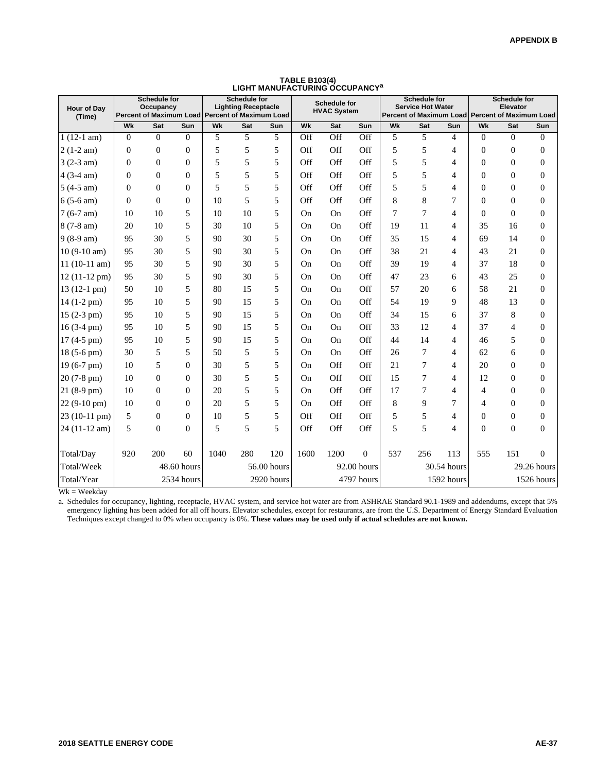**TABLE B103(4)**
**LIGHT MANUFACTURING OCCUPANCY[a]**

| Hour of Day (Time) | Schedule for Occupancy Percent of Maximum Load | | | Schedule for Lighting Receptacle Percent of Maximum Load | | | Schedule for HVAC System | | | Schedule for Service Hot Water Percent of Maximum Load | | | Schedule for Elevator Percent of Maximum Load | | |
|---|---|---|---|---|---|---|---|---|---|---|---|---|---|---|---|
| | Wk | Sat | Sun | Wk | Sat | Sun | Wk | Sat | Sun | Wk | Sat | Sun | Wk | Sat | Sun |
| 1 (12-1 am) | 0 | 0 | 0 | 5 | 5 | 5 | Off | Off | Off | 5 | 5 | 4 | 0 | 0 | 0 |
| 2 (1-2 am) | 0 | 0 | 0 | 5 | 5 | 5 | Off | Off | Off | 5 | 5 | 4 | 0 | 0 | 0 |
| 3 (2-3 am) | 0 | 0 | 0 | 5 | 5 | 5 | Off | Off | Off | 5 | 5 | 4 | 0 | 0 | 0 |
| 4 (3-4 am) | 0 | 0 | 0 | 5 | 5 | 5 | Off | Off | Off | 5 | 5 | 4 | 0 | 0 | 0 |
| 5 (4-5 am) | 0 | 0 | 0 | 5 | 5 | 5 | Off | Off | Off | 5 | 5 | 4 | 0 | 0 | 0 |
| 6 (5-6 am) | 0 | 0 | 0 | 10 | 5 | 5 | Off | Off | Off | 8 | 8 | 7 | 0 | 0 | 0 |
| 7 (6-7 am) | 10 | 10 | 5 | 10 | 10 | 5 | On | On | Off | 7 | 7 | 4 | 0 | 0 | 0 |
| 8 (7-8 am) | 20 | 10 | 5 | 30 | 10 | 5 | On | On | Off | 19 | 11 | 4 | 35 | 16 | 0 |
| 9 (8-9 am) | 95 | 30 | 5 | 90 | 30 | 5 | On | On | Off | 35 | 15 | 4 | 69 | 14 | 0 |
| 10 (9-10 am) | 95 | 30 | 5 | 90 | 30 | 5 | On | On | Off | 38 | 21 | 4 | 43 | 21 | 0 |
| 11 (10-11 am) | 95 | 30 | 5 | 90 | 30 | 5 | On | On | Off | 39 | 19 | 4 | 37 | 18 | 0 |
| 12 (11-12 pm) | 95 | 30 | 5 | 90 | 30 | 5 | On | On | Off | 47 | 23 | 6 | 43 | 25 | 0 |
| 13 (12-1 pm) | 50 | 10 | 5 | 80 | 15 | 5 | On | On | Off | 57 | 20 | 6 | 58 | 21 | 0 |
| 14 (1-2 pm) | 95 | 10 | 5 | 90 | 15 | 5 | On | On | Off | 54 | 19 | 9 | 48 | 13 | 0 |
| 15 (2-3 pm) | 95 | 10 | 5 | 90 | 15 | 5 | On | On | Off | 34 | 15 | 6 | 37 | 8 | 0 |
| 16 (3-4 pm) | 95 | 10 | 5 | 90 | 15 | 5 | On | On | Off | 33 | 12 | 4 | 37 | 4 | 0 |
| 17 (4-5 pm) | 95 | 10 | 5 | 90 | 15 | 5 | On | On | Off | 44 | 14 | 4 | 46 | 5 | 0 |
| 18 (5-6 pm) | 30 | 5 | 5 | 50 | 5 | 5 | On | On | Off | 26 | 7 | 4 | 62 | 6 | 0 |
| 19 (6-7 pm) | 10 | 5 | 0 | 30 | 5 | 5 | On | Off | Off | 21 | 7 | 4 | 20 | 0 | 0 |
| 20 (7-8 pm) | 10 | 0 | 0 | 30 | 5 | 5 | On | Off | Off | 15 | 7 | 4 | 12 | 0 | 0 |
| 21 (8-9 pm) | 10 | 0 | 0 | 20 | 5 | 5 | On | Off | Off | 17 | 7 | 4 | 4 | 0 | 0 |
| 22 (9-10 pm) | 10 | 0 | 0 | 20 | 5 | 5 | On | Off | Off | 8 | 9 | 7 | 4 | 0 | 0 |
| 23 (10-11 pm) | 5 | 0 | 0 | 10 | 5 | 5 | Off | Off | Off | 5 | 5 | 4 | 0 | 0 | 0 |
| 24 (11-12 am) | 5 | 0 | 0 | 5 | 5 | 5 | Off | Off | Off | 5 | 5 | 4 | 0 | 0 | 0 |
| Total/Day | 920 | 200 | 60 | 1040 | 280 | 120 | 1600 | 1200 | 0 | 537 | 256 | 113 | 555 | 151 | 0 |
| Total/Week | | | 48.60 hours | | | 56.00 hours | | | 92.00 hours | | | 30.54 hours | | | 29.26 hours |
| Total/Year | | | 2534 hours | | | 2920 hours | | | 4797 hours | | | 1592 hours | | | 1526 hours |

Wk = Weekday

a. Schedules for occupancy, lighting, receptacle, HVAC system, and service hot water are from ASHRAE Standard 90.1-1989 and addendums, except that 5% emergency lighting has been added for all off hours. Elevator schedules, except for restaurants, are from the U.S. Department of Energy Standard Evaluation Techniques except changed to 0% when occupancy is 0%. **These values may be used only if actual schedules are not known.**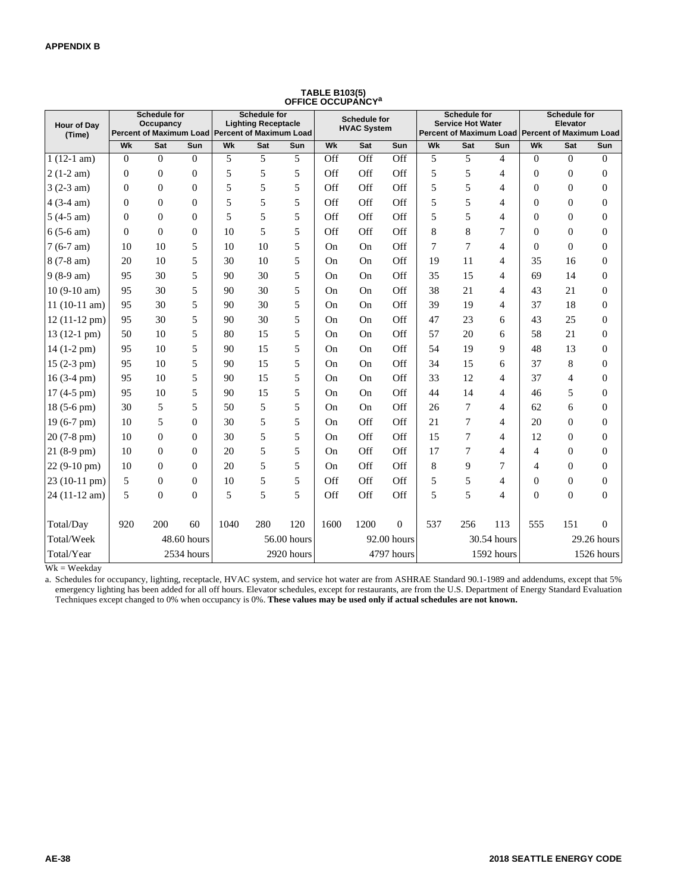**APPENDIX B**

**TABLE B103(5)
OFFICE OCCUPANCY[a]**

| Hour of Day (Time) | Schedule for Occupancy Percent of Maximum Load | | | Schedule for Lighting Receptacle Percent of Maximum Load | | | Schedule for HVAC System | | | Schedule for Service Hot Water Percent of Maximum Load | | | Schedule for Elevator Percent of Maximum Load | | |
|---|---|---|---|---|---|---|---|---|---|---|---|---|---|---|---|
| | Wk | Sat | Sun | Wk | Sat | Sun | Wk | Sat | Sun | Wk | Sat | Sun | Wk | Sat | Sun |
| 1 (12-1 am) | 0 | 0 | 0 | 5 | 5 | 5 | Off | Off | Off | 5 | 5 | 4 | 0 | 0 | 0 |
| 2 (1-2 am) | 0 | 0 | 0 | 5 | 5 | 5 | Off | Off | Off | 5 | 5 | 4 | 0 | 0 | 0 |
| 3 (2-3 am) | 0 | 0 | 0 | 5 | 5 | 5 | Off | Off | Off | 5 | 5 | 4 | 0 | 0 | 0 |
| 4 (3-4 am) | 0 | 0 | 0 | 5 | 5 | 5 | Off | Off | Off | 5 | 5 | 4 | 0 | 0 | 0 |
| 5 (4-5 am) | 0 | 0 | 0 | 5 | 5 | 5 | Off | Off | Off | 5 | 5 | 4 | 0 | 0 | 0 |
| 6 (5-6 am) | 0 | 0 | 0 | 10 | 5 | 5 | Off | Off | Off | 8 | 8 | 7 | 0 | 0 | 0 |
| 7 (6-7 am) | 10 | 10 | 5 | 10 | 10 | 5 | On | On | Off | 7 | 7 | 4 | 0 | 0 | 0 |
| 8 (7-8 am) | 20 | 10 | 5 | 30 | 10 | 5 | On | On | Off | 19 | 11 | 4 | 35 | 16 | 0 |
| 9 (8-9 am) | 95 | 30 | 5 | 90 | 30 | 5 | On | On | Off | 35 | 15 | 4 | 69 | 14 | 0 |
| 10 (9-10 am) | 95 | 30 | 5 | 90 | 30 | 5 | On | On | Off | 38 | 21 | 4 | 43 | 21 | 0 |
| 11 (10-11 am) | 95 | 30 | 5 | 90 | 30 | 5 | On | On | Off | 39 | 19 | 4 | 37 | 18 | 0 |
| 12 (11-12 pm) | 95 | 30 | 5 | 90 | 30 | 5 | On | On | Off | 47 | 23 | 6 | 43 | 25 | 0 |
| 13 (12-1 pm) | 50 | 10 | 5 | 80 | 15 | 5 | On | On | Off | 57 | 20 | 6 | 58 | 21 | 0 |
| 14 (1-2 pm) | 95 | 10 | 5 | 90 | 15 | 5 | On | On | Off | 54 | 19 | 9 | 48 | 13 | 0 |
| 15 (2-3 pm) | 95 | 10 | 5 | 90 | 15 | 5 | On | On | Off | 34 | 15 | 6 | 37 | 8 | 0 |
| 16 (3-4 pm) | 95 | 10 | 5 | 90 | 15 | 5 | On | On | Off | 33 | 12 | 4 | 37 | 4 | 0 |
| 17 (4-5 pm) | 95 | 10 | 5 | 90 | 15 | 5 | On | On | Off | 44 | 14 | 4 | 46 | 5 | 0 |
| 18 (5-6 pm) | 30 | 5 | 5 | 50 | 5 | 5 | On | On | Off | 26 | 7 | 4 | 62 | 6 | 0 |
| 19 (6-7 pm) | 10 | 5 | 0 | 30 | 5 | 5 | On | Off | Off | 21 | 7 | 4 | 20 | 0 | 0 |
| 20 (7-8 pm) | 10 | 0 | 0 | 30 | 5 | 5 | On | Off | Off | 15 | 7 | 4 | 12 | 0 | 0 |
| 21 (8-9 pm) | 10 | 0 | 0 | 20 | 5 | 5 | On | Off | Off | 17 | 7 | 4 | 4 | 0 | 0 |
| 22 (9-10 pm) | 10 | 0 | 0 | 20 | 5 | 5 | On | Off | Off | 8 | 9 | 7 | 4 | 0 | 0 |
| 23 (10-11 pm) | 5 | 0 | 0 | 10 | 5 | 5 | Off | Off | Off | 5 | 5 | 4 | 0 | 0 | 0 |
| 24 (11-12 am) | 5 | 0 | 0 | 5 | 5 | 5 | Off | Off | Off | 5 | 5 | 4 | 0 | 0 | 0 |
| Total/Day | 920 | 200 | 60 | 1040 | 280 | 120 | 1600 | 1200 | 0 | 537 | 256 | 113 | 555 | 151 | 0 |
| Total/Week | | | 48.60 hours | | | 56.00 hours | | | 92.00 hours | | | 30.54 hours | | | 29.26 hours |
| Total/Year | | | 2534 hours | | | 2920 hours | | | 4797 hours | | | 1592 hours | | | 1526 hours |

Wk = Weekday

a. Schedules for occupancy, lighting, receptacle, HVAC system, and service hot water are from ASHRAE Standard 90.1-1989 and addendums, except that 5% emergency lighting has been added for all off hours. Elevator schedules, except for restaurants, are from the U.S. Department of Energy Standard Evaluation Techniques except changed to 0% when occupancy is 0%. **These values may be used only if actual schedules are not known.**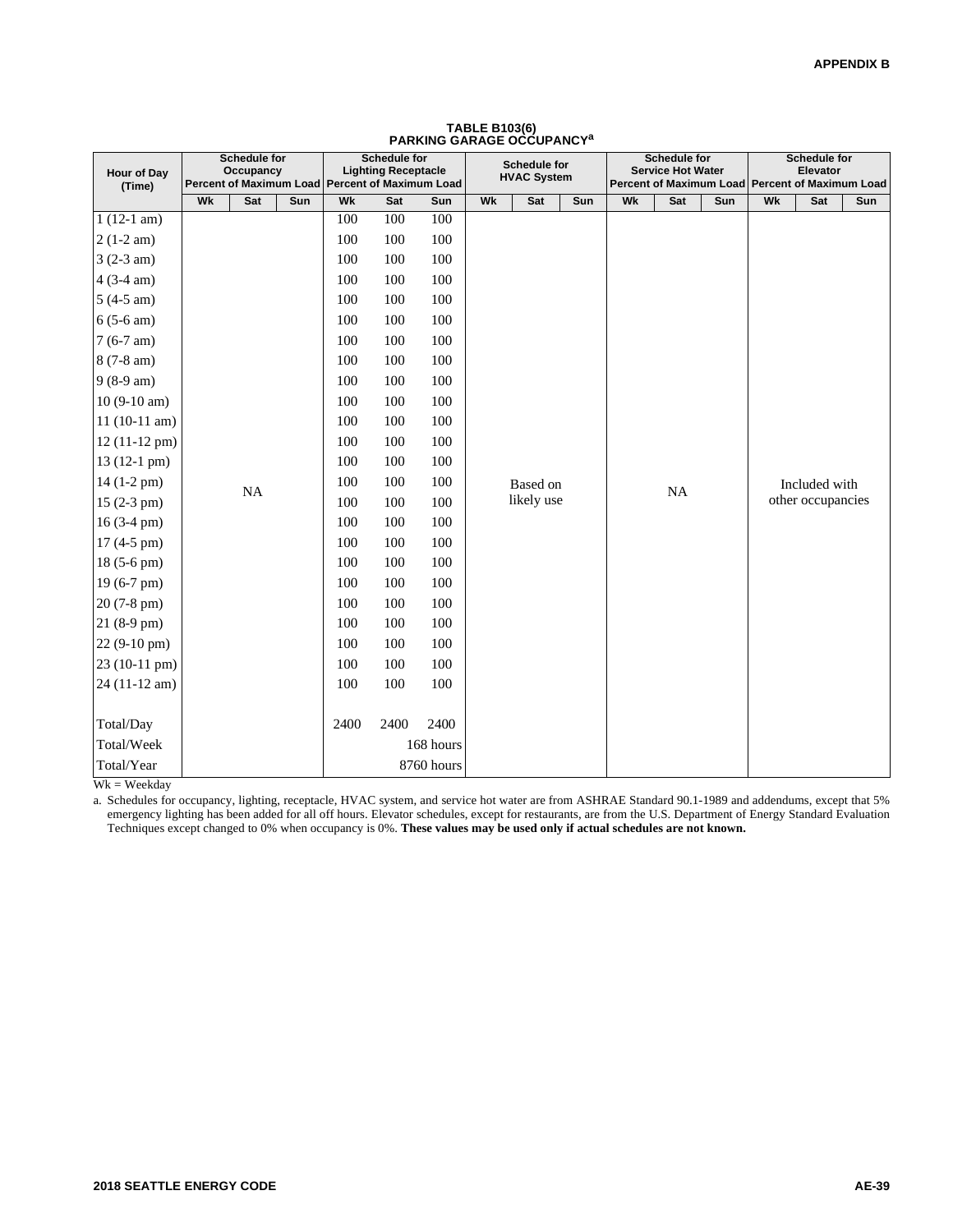**TABLE B103(6)**
**PARKING GARAGE OCCUPANCY[a]**

| Hour of Day (Time) | Schedule for Occupancy Percent of Maximum Load | | | Schedule for Lighting Receptacle Percent of Maximum Load | | | Schedule for HVAC System | | | Schedule for Service Hot Water Percent of Maximum Load | | | Schedule for Elevator Percent of Maximum Load | | |
|---|---|---|---|---|---|---|---|---|---|---|---|---|---|---|---|
| | Wk | Sat | Sun | Wk | Sat | Sun | Wk | Sat | Sun | Wk | Sat | Sun | Wk | Sat | Sun |
| 1 (12-1 am) | NA | | | 100 | 100 | 100 | Based on likely use | | | NA | | | Included with other occupancies | | |
| 2 (1-2 am) | | | | 100 | 100 | 100 | | | | | | | | | |
| 3 (2-3 am) | | | | 100 | 100 | 100 | | | | | | | | | |
| 4 (3-4 am) | | | | 100 | 100 | 100 | | | | | | | | | |
| 5 (4-5 am) | | | | 100 | 100 | 100 | | | | | | | | | |
| 6 (5-6 am) | | | | 100 | 100 | 100 | | | | | | | | | |
| 7 (6-7 am) | | | | 100 | 100 | 100 | | | | | | | | | |
| 8 (7-8 am) | | | | 100 | 100 | 100 | | | | | | | | | |
| 9 (8-9 am) | | | | 100 | 100 | 100 | | | | | | | | | |
| 10 (9-10 am) | | | | 100 | 100 | 100 | | | | | | | | | |
| 11 (10-11 am) | | | | 100 | 100 | 100 | | | | | | | | | |
| 12 (11-12 pm) | | | | 100 | 100 | 100 | | | | | | | | | |
| 13 (12-1 pm) | | | | 100 | 100 | 100 | | | | | | | | | |
| 14 (1-2 pm) | | | | 100 | 100 | 100 | | | | | | | | | |
| 15 (2-3 pm) | | | | 100 | 100 | 100 | | | | | | | | | |
| 16 (3-4 pm) | | | | 100 | 100 | 100 | | | | | | | | | |
| 17 (4-5 pm) | | | | 100 | 100 | 100 | | | | | | | | | |
| 18 (5-6 pm) | | | | 100 | 100 | 100 | | | | | | | | | |
| 19 (6-7 pm) | | | | 100 | 100 | 100 | | | | | | | | | |
| 20 (7-8 pm) | | | | 100 | 100 | 100 | | | | | | | | | |
| 21 (8-9 pm) | | | | 100 | 100 | 100 | | | | | | | | | |
| 22 (9-10 pm) | | | | 100 | 100 | 100 | | | | | | | | | |
| 23 (10-11 pm) | | | | 100 | 100 | 100 | | | | | | | | | |
| 24 (11-12 am) | | | | 100 | 100 | 100 | | | | | | | | | |
| Total/Day | | | | 2400 | 2400 | 2400 | | | | | | | | | |
| Total/Week | | | | | | 168 hours | | | | | | | | | |
| Total/Year | | | | | | 8760 hours | | | | | | | | | |

Wk = Weekday

a. Schedules for occupancy, lighting, receptacle, HVAC system, and service hot water are from ASHRAE Standard 90.1-1989 and addendums, except that 5% emergency lighting has been added for all off hours. Elevator schedules, except for restaurants, are from the U.S. Department of Energy Standard Evaluation Techniques except changed to 0% when occupancy is 0%. **These values may be used only if actual schedules are not known.**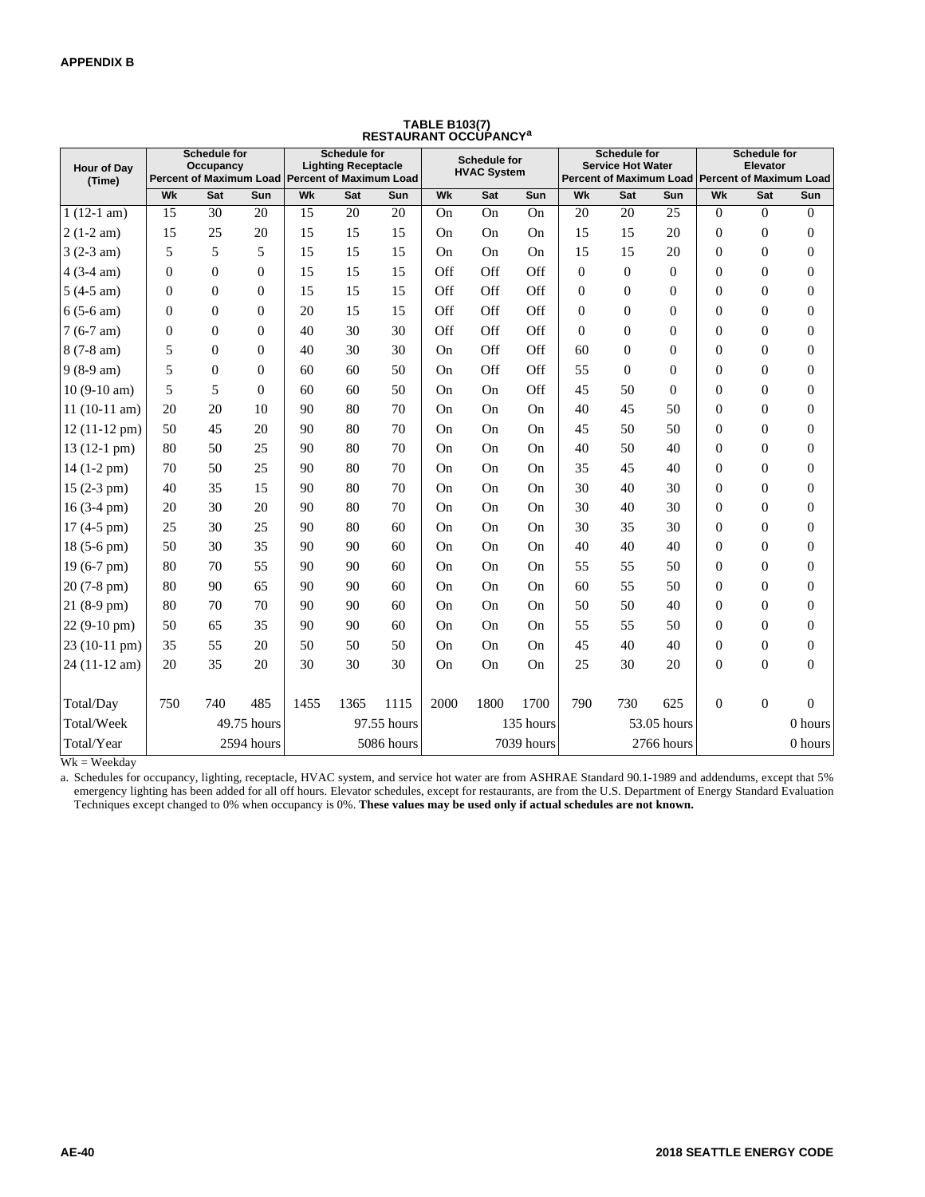**APPENDIX B**

**TABLE B103(7)**
**RESTAURANT OCCUPANCY[a]**

| Hour of Day (Time) | Schedule for Occupancy Percent of Maximum Load | | | Schedule for Lighting Receptacle Percent of Maximum Load | | | Schedule for HVAC System | | | Schedule for Service Hot Water Percent of Maximum Load | | | Schedule for Elevator Percent of Maximum Load | | |
|---|---|---|---|---|---|---|---|---|---|---|---|---|---|---|---|
| | Wk | Sat | Sun | Wk | Sat | Sun | Wk | Sat | Sun | Wk | Sat | Sun | Wk | Sat | Sun |
| 1 (12-1 am) | 15 | 30 | 20 | 15 | 20 | 20 | On | On | On | 20 | 20 | 25 | 0 | 0 | 0 |
| 2 (1-2 am) | 15 | 25 | 20 | 15 | 15 | 15 | On | On | On | 15 | 15 | 20 | 0 | 0 | 0 |
| 3 (2-3 am) | 5 | 5 | 5 | 15 | 15 | 15 | On | On | On | 15 | 15 | 20 | 0 | 0 | 0 |
| 4 (3-4 am) | 0 | 0 | 0 | 15 | 15 | 15 | Off | Off | Off | 0 | 0 | 0 | 0 | 0 | 0 |
| 5 (4-5 am) | 0 | 0 | 0 | 15 | 15 | 15 | Off | Off | Off | 0 | 0 | 0 | 0 | 0 | 0 |
| 6 (5-6 am) | 0 | 0 | 0 | 20 | 15 | 15 | Off | Off | Off | 0 | 0 | 0 | 0 | 0 | 0 |
| 7 (6-7 am) | 0 | 0 | 0 | 40 | 30 | 30 | Off | Off | Off | 0 | 0 | 0 | 0 | 0 | 0 |
| 8 (7-8 am) | 5 | 0 | 0 | 40 | 30 | 30 | On | Off | Off | 60 | 0 | 0 | 0 | 0 | 0 |
| 9 (8-9 am) | 5 | 0 | 0 | 60 | 60 | 50 | On | Off | Off | 55 | 0 | 0 | 0 | 0 | 0 |
| 10 (9-10 am) | 5 | 5 | 0 | 60 | 60 | 50 | On | On | Off | 45 | 50 | 0 | 0 | 0 | 0 |
| 11 (10-11 am) | 20 | 20 | 10 | 90 | 80 | 70 | On | On | On | 40 | 45 | 50 | 0 | 0 | 0 |
| 12 (11-12 pm) | 50 | 45 | 20 | 90 | 80 | 70 | On | On | On | 45 | 50 | 50 | 0 | 0 | 0 |
| 13 (12-1 pm) | 80 | 50 | 25 | 90 | 80 | 70 | On | On | On | 40 | 50 | 40 | 0 | 0 | 0 |
| 14 (1-2 pm) | 70 | 50 | 25 | 90 | 80 | 70 | On | On | On | 35 | 45 | 40 | 0 | 0 | 0 |
| 15 (2-3 pm) | 40 | 35 | 15 | 90 | 80 | 70 | On | On | On | 30 | 40 | 30 | 0 | 0 | 0 |
| 16 (3-4 pm) | 20 | 30 | 20 | 90 | 80 | 70 | On | On | On | 30 | 40 | 30 | 0 | 0 | 0 |
| 17 (4-5 pm) | 25 | 30 | 25 | 90 | 80 | 60 | On | On | On | 30 | 35 | 30 | 0 | 0 | 0 |
| 18 (5-6 pm) | 50 | 30 | 35 | 90 | 90 | 60 | On | On | On | 40 | 40 | 40 | 0 | 0 | 0 |
| 19 (6-7 pm) | 80 | 70 | 55 | 90 | 90 | 60 | On | On | On | 55 | 55 | 50 | 0 | 0 | 0 |
| 20 (7-8 pm) | 80 | 90 | 65 | 90 | 90 | 60 | On | On | On | 60 | 55 | 50 | 0 | 0 | 0 |
| 21 (8-9 pm) | 80 | 70 | 70 | 90 | 90 | 60 | On | On | On | 50 | 50 | 40 | 0 | 0 | 0 |
| 22 (9-10 pm) | 50 | 65 | 35 | 90 | 90 | 60 | On | On | On | 55 | 55 | 50 | 0 | 0 | 0 |
| 23 (10-11 pm) | 35 | 55 | 20 | 50 | 50 | 50 | On | On | On | 45 | 40 | 40 | 0 | 0 | 0 |
| 24 (11-12 am) | 20 | 35 | 20 | 30 | 30 | 30 | On | On | On | 25 | 30 | 20 | 0 | 0 | 0 |
| Total/Day | 750 | 740 | 485 | 1455 | 1365 | 1115 | 2000 | 1800 | 1700 | 790 | 730 | 625 | 0 | 0 | 0 |
| Total/Week | | | 49.75 hours | | | 97.55 hours | | | 135 hours | | | 53.05 hours | | | 0 hours |
| Total/Year | | | 2594 hours | | | 5086 hours | | | 7039 hours | | | 2766 hours | | | 0 hours |

Wk = Weekday

a. Schedules for occupancy, lighting, receptacle, HVAC system, and service hot water are from ASHRAE Standard 90.1-1989 and addendums, except that 5% emergency lighting has been added for all off hours. Elevator schedules, except for restaurants, are from the U.S. Department of Energy Standard Evaluation Techniques except changed to 0% when occupancy is 0%. **These values may be used only if actual schedules are not known.**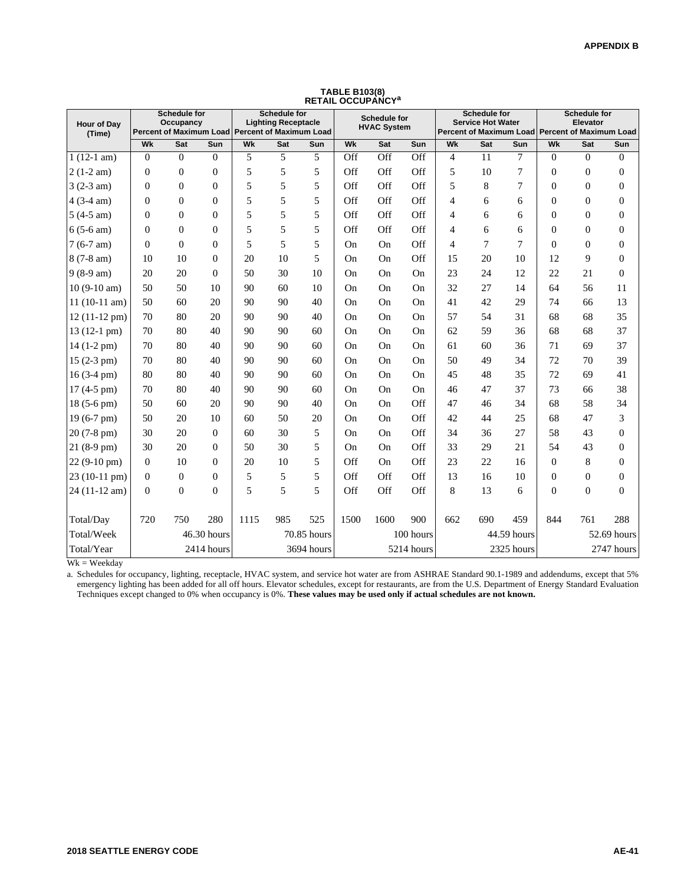**TABLE B103(8)**
**RETAIL OCCUPANCY[a]**

| Hour of Day (Time) | Schedule for Occupancy Percent of Maximum Load | | | Schedule for Lighting Receptacle Percent of Maximum Load | | | Schedule for HVAC System | | | Schedule for Service Hot Water Percent of Maximum Load | | | Schedule for Elevator Percent of Maximum Load | | |
|---|---|---|---|---|---|---|---|---|---|---|---|---|---|---|---|
| | Wk | Sat | Sun | Wk | Sat | Sun | Wk | Sat | Sun | Wk | Sat | Sun | Wk | Sat | Sun |
| 1 (12-1 am) | 0 | 0 | 0 | 5 | 5 | 5 | Off | Off | Off | 4 | 11 | 7 | 0 | 0 | 0 |
| 2 (1-2 am) | 0 | 0 | 0 | 5 | 5 | 5 | Off | Off | Off | 5 | 10 | 7 | 0 | 0 | 0 |
| 3 (2-3 am) | 0 | 0 | 0 | 5 | 5 | 5 | Off | Off | Off | 5 | 8 | 7 | 0 | 0 | 0 |
| 4 (3-4 am) | 0 | 0 | 0 | 5 | 5 | 5 | Off | Off | Off | 4 | 6 | 6 | 0 | 0 | 0 |
| 5 (4-5 am) | 0 | 0 | 0 | 5 | 5 | 5 | Off | Off | Off | 4 | 6 | 6 | 0 | 0 | 0 |
| 6 (5-6 am) | 0 | 0 | 0 | 5 | 5 | 5 | Off | Off | Off | 4 | 6 | 6 | 0 | 0 | 0 |
| 7 (6-7 am) | 0 | 0 | 0 | 5 | 5 | 5 | On | On | Off | 4 | 7 | 7 | 0 | 0 | 0 |
| 8 (7-8 am) | 10 | 10 | 0 | 20 | 10 | 5 | On | On | Off | 15 | 20 | 10 | 12 | 9 | 0 |
| 9 (8-9 am) | 20 | 20 | 0 | 50 | 30 | 10 | On | On | On | 23 | 24 | 12 | 22 | 21 | 0 |
| 10 (9-10 am) | 50 | 50 | 10 | 90 | 60 | 10 | On | On | On | 32 | 27 | 14 | 64 | 56 | 11 |
| 11 (10-11 am) | 50 | 60 | 20 | 90 | 90 | 40 | On | On | On | 41 | 42 | 29 | 74 | 66 | 13 |
| 12 (11-12 pm) | 70 | 80 | 20 | 90 | 90 | 40 | On | On | On | 57 | 54 | 31 | 68 | 68 | 35 |
| 13 (12-1 pm) | 70 | 80 | 40 | 90 | 90 | 60 | On | On | On | 62 | 59 | 36 | 68 | 68 | 37 |
| 14 (1-2 pm) | 70 | 80 | 40 | 90 | 90 | 60 | On | On | On | 61 | 60 | 36 | 71 | 69 | 37 |
| 15 (2-3 pm) | 70 | 80 | 40 | 90 | 90 | 60 | On | On | On | 50 | 49 | 34 | 72 | 70 | 39 |
| 16 (3-4 pm) | 80 | 80 | 40 | 90 | 90 | 60 | On | On | On | 45 | 48 | 35 | 72 | 69 | 41 |
| 17 (4-5 pm) | 70 | 80 | 40 | 90 | 90 | 60 | On | On | On | 46 | 47 | 37 | 73 | 66 | 38 |
| 18 (5-6 pm) | 50 | 60 | 20 | 90 | 90 | 40 | On | On | Off | 47 | 46 | 34 | 68 | 58 | 34 |
| 19 (6-7 pm) | 50 | 20 | 10 | 60 | 50 | 20 | On | On | Off | 42 | 44 | 25 | 68 | 47 | 3 |
| 20 (7-8 pm) | 30 | 20 | 0 | 60 | 30 | 5 | On | On | Off | 34 | 36 | 27 | 58 | 43 | 0 |
| 21 (8-9 pm) | 30 | 20 | 0 | 50 | 30 | 5 | On | On | Off | 33 | 29 | 21 | 54 | 43 | 0 |
| 22 (9-10 pm) | 0 | 10 | 0 | 20 | 10 | 5 | Off | On | Off | 23 | 22 | 16 | 0 | 8 | 0 |
| 23 (10-11 pm) | 0 | 0 | 0 | 5 | 5 | 5 | Off | Off | Off | 13 | 16 | 10 | 0 | 0 | 0 |
| 24 (11-12 am) | 0 | 0 | 0 | 5 | 5 | 5 | Off | Off | Off | 8 | 13 | 6 | 0 | 0 | 0 |
| Total/Day | 720 | 750 | 280 | 1115 | 985 | 525 | 1500 | 1600 | 900 | 662 | 690 | 459 | 844 | 761 | 288 |
| Total/Week | | | 46.30 hours | | | 70.85 hours | | | 100 hours | | | 44.59 hours | | | 52.69 hours |
| Total/Year | | | 2414 hours | | | 3694 hours | | | 5214 hours | | | 2325 hours | | | 2747 hours |

Wk = Weekday

a. Schedules for occupancy, lighting, receptacle, HVAC system, and service hot water are from ASHRAE Standard 90.1-1989 and addendums, except that 5% emergency lighting has been added for all off hours. Elevator schedules, except for restaurants, are from the U.S. Department of Energy Standard Evaluation Techniques except changed to 0% when occupancy is 0%. **These values may be used only if actual schedules are not known.**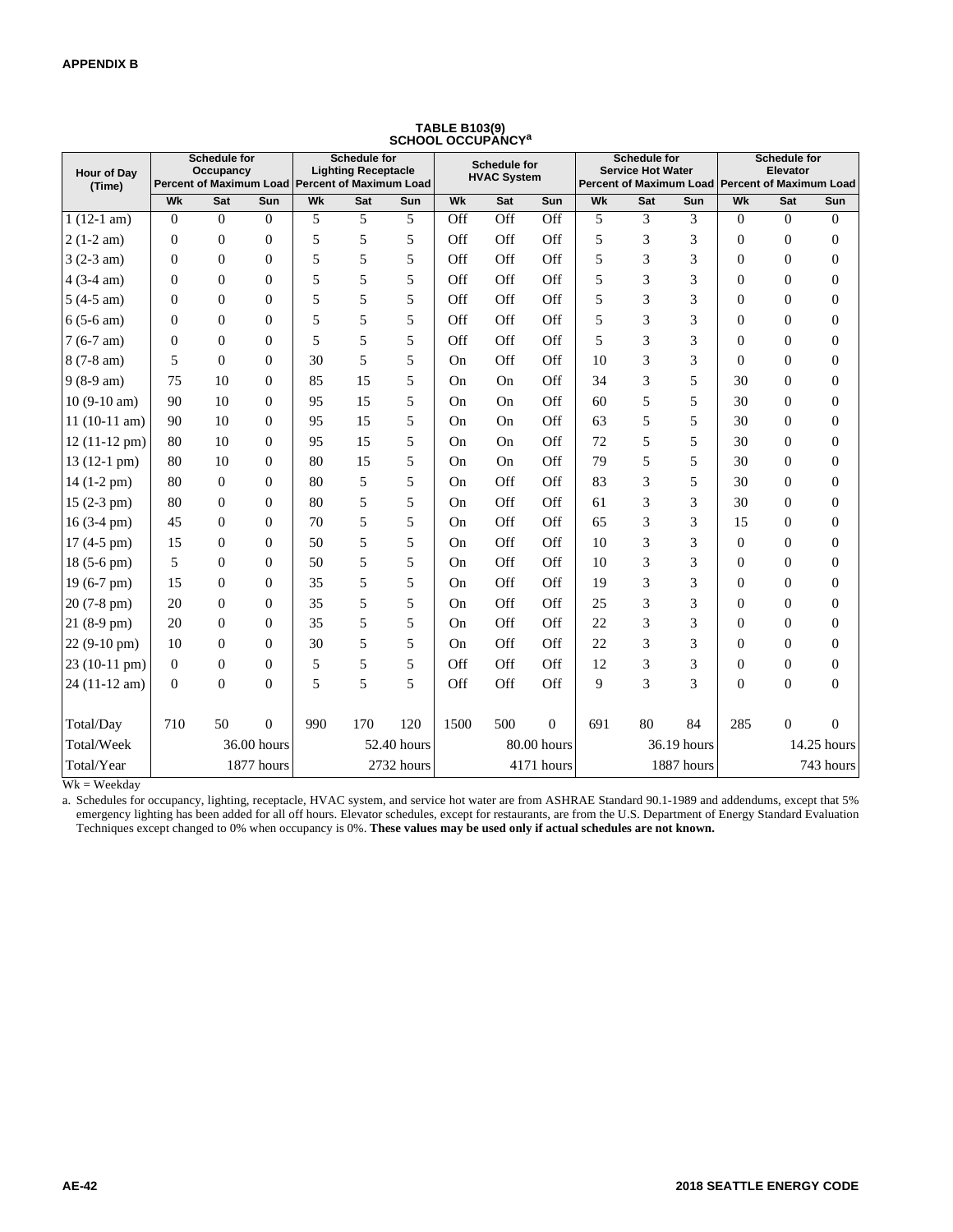**TABLE B103(9)**
**SCHOOL OCCUPANCY[a]**

| Hour of Day (Time) | Schedule for Occupancy Percent of Maximum Load | | | Schedule for Lighting Receptacle Percent of Maximum Load | | | Schedule for HVAC System | | | Schedule for Service Hot Water Percent of Maximum Load | | | Schedule for Elevator Percent of Maximum Load | | |
|---|---|---|---|---|---|---|---|---|---|---|---|---|---|---|---|
| | Wk | Sat | Sun | Wk | Sat | Sun | Wk | Sat | Sun | Wk | Sat | Sun | Wk | Sat | Sun |
| 1 (12-1 am) | 0 | 0 | 0 | 5 | 5 | 5 | Off | Off | Off | 5 | 3 | 3 | 0 | 0 | 0 |
| 2 (1-2 am) | 0 | 0 | 0 | 5 | 5 | 5 | Off | Off | Off | 5 | 3 | 3 | 0 | 0 | 0 |
| 3 (2-3 am) | 0 | 0 | 0 | 5 | 5 | 5 | Off | Off | Off | 5 | 3 | 3 | 0 | 0 | 0 |
| 4 (3-4 am) | 0 | 0 | 0 | 5 | 5 | 5 | Off | Off | Off | 5 | 3 | 3 | 0 | 0 | 0 |
| 5 (4-5 am) | 0 | 0 | 0 | 5 | 5 | 5 | Off | Off | Off | 5 | 3 | 3 | 0 | 0 | 0 |
| 6 (5-6 am) | 0 | 0 | 0 | 5 | 5 | 5 | Off | Off | Off | 5 | 3 | 3 | 0 | 0 | 0 |
| 7 (6-7 am) | 0 | 0 | 0 | 5 | 5 | 5 | Off | Off | Off | 5 | 3 | 3 | 0 | 0 | 0 |
| 8 (7-8 am) | 5 | 0 | 0 | 30 | 5 | 5 | On | Off | Off | 10 | 3 | 3 | 0 | 0 | 0 |
| 9 (8-9 am) | 75 | 10 | 0 | 85 | 15 | 5 | On | On | Off | 34 | 3 | 5 | 30 | 0 | 0 |
| 10 (9-10 am) | 90 | 10 | 0 | 95 | 15 | 5 | On | On | Off | 60 | 5 | 5 | 30 | 0 | 0 |
| 11 (10-11 am) | 90 | 10 | 0 | 95 | 15 | 5 | On | On | Off | 63 | 5 | 5 | 30 | 0 | 0 |
| 12 (11-12 pm) | 80 | 10 | 0 | 95 | 15 | 5 | On | On | Off | 72 | 5 | 5 | 30 | 0 | 0 |
| 13 (12-1 pm) | 80 | 10 | 0 | 80 | 15 | 5 | On | On | Off | 79 | 5 | 5 | 30 | 0 | 0 |
| 14 (1-2 pm) | 80 | 0 | 0 | 80 | 5 | 5 | On | Off | Off | 83 | 3 | 5 | 30 | 0 | 0 |
| 15 (2-3 pm) | 80 | 0 | 0 | 80 | 5 | 5 | On | Off | Off | 61 | 3 | 3 | 30 | 0 | 0 |
| 16 (3-4 pm) | 45 | 0 | 0 | 70 | 5 | 5 | On | Off | Off | 65 | 3 | 3 | 15 | 0 | 0 |
| 17 (4-5 pm) | 15 | 0 | 0 | 50 | 5 | 5 | On | Off | Off | 10 | 3 | 3 | 0 | 0 | 0 |
| 18 (5-6 pm) | 5 | 0 | 0 | 50 | 5 | 5 | On | Off | Off | 10 | 3 | 3 | 0 | 0 | 0 |
| 19 (6-7 pm) | 15 | 0 | 0 | 35 | 5 | 5 | On | Off | Off | 19 | 3 | 3 | 0 | 0 | 0 |
| 20 (7-8 pm) | 20 | 0 | 0 | 35 | 5 | 5 | On | Off | Off | 25 | 3 | 3 | 0 | 0 | 0 |
| 21 (8-9 pm) | 20 | 0 | 0 | 35 | 5 | 5 | On | Off | Off | 22 | 3 | 3 | 0 | 0 | 0 |
| 22 (9-10 pm) | 10 | 0 | 0 | 30 | 5 | 5 | On | Off | Off | 22 | 3 | 3 | 0 | 0 | 0 |
| 23 (10-11 pm) | 0 | 0 | 0 | 5 | 5 | 5 | Off | Off | Off | 12 | 3 | 3 | 0 | 0 | 0 |
| 24 (11-12 am) | 0 | 0 | 0 | 5 | 5 | 5 | Off | Off | Off | 9 | 3 | 3 | 0 | 0 | 0 |
| Total/Day | 710 | 50 | 0 | 990 | 170 | 120 | 1500 | 500 | 0 | 691 | 80 | 84 | 285 | 0 | 0 |
| Total/Week | | | 36.00 hours | | | 52.40 hours | | | 80.00 hours | | | 36.19 hours | | | 14.25 hours |
| Total/Year | | | 1877 hours | | | 2732 hours | | | 4171 hours | | | 1887 hours | | | 743 hours |

Wk = Weekday

a. Schedules for occupancy, lighting, receptacle, HVAC system, and service hot water are from ASHRAE Standard 90.1-1989 and addendums, except that 5% emergency lighting has been added for all off hours. Elevator schedules, except for restaurants, are from the U.S. Department of Energy Standard Evaluation Techniques except changed to 0% when occupancy is 0%. **These values may be used only if actual schedules are not known.**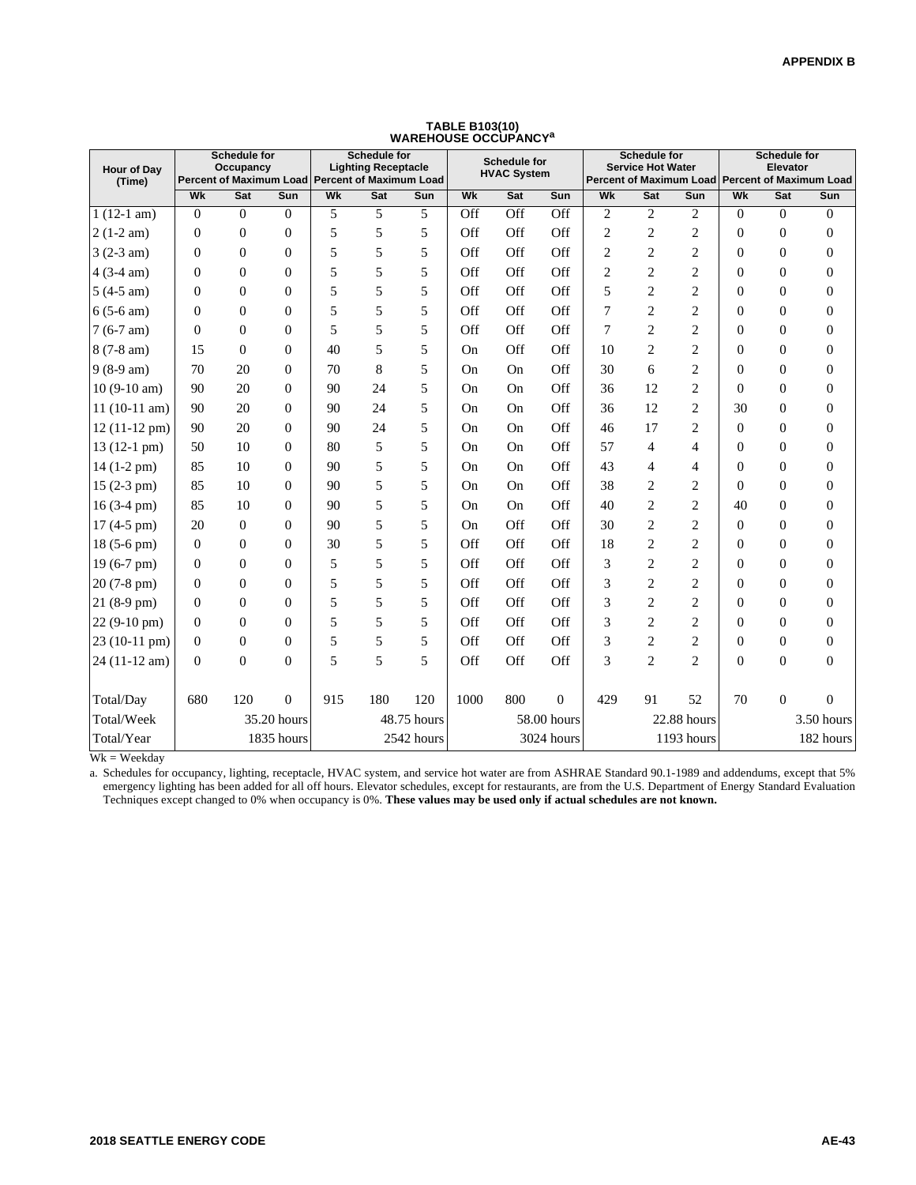**TABLE B103(10)**
**WAREHOUSE OCCUPANCY[a]**

| Hour of Day (Time) | Schedule for Occupancy Percent of Maximum Load | | | Schedule for Lighting Receptacle Percent of Maximum Load | | | Schedule for HVAC System | | | Schedule for Service Hot Water Percent of Maximum Load | | | Schedule for Elevator Percent of Maximum Load | | |
|---|---|---|---|---|---|---|---|---|---|---|---|---|---|---|---|
| | Wk | Sat | Sun | Wk | Sat | Sun | Wk | Sat | Sun | Wk | Sat | Sun | Wk | Sat | Sun |
| 1 (12-1 am) | 0 | 0 | 0 | 5 | 5 | 5 | Off | Off | Off | 2 | 2 | 2 | 0 | 0 | 0 |
| 2 (1-2 am) | 0 | 0 | 0 | 5 | 5 | 5 | Off | Off | Off | 2 | 2 | 2 | 0 | 0 | 0 |
| 3 (2-3 am) | 0 | 0 | 0 | 5 | 5 | 5 | Off | Off | Off | 2 | 2 | 2 | 0 | 0 | 0 |
| 4 (3-4 am) | 0 | 0 | 0 | 5 | 5 | 5 | Off | Off | Off | 2 | 2 | 2 | 0 | 0 | 0 |
| 5 (4-5 am) | 0 | 0 | 0 | 5 | 5 | 5 | Off | Off | Off | 5 | 2 | 2 | 0 | 0 | 0 |
| 6 (5-6 am) | 0 | 0 | 0 | 5 | 5 | 5 | Off | Off | Off | 7 | 2 | 2 | 0 | 0 | 0 |
| 7 (6-7 am) | 0 | 0 | 0 | 5 | 5 | 5 | Off | Off | Off | 7 | 2 | 2 | 0 | 0 | 0 |
| 8 (7-8 am) | 15 | 0 | 0 | 40 | 5 | 5 | On | Off | Off | 10 | 2 | 2 | 0 | 0 | 0 |
| 9 (8-9 am) | 70 | 20 | 0 | 70 | 8 | 5 | On | On | Off | 30 | 6 | 2 | 0 | 0 | 0 |
| 10 (9-10 am) | 90 | 20 | 0 | 90 | 24 | 5 | On | On | Off | 36 | 12 | 2 | 0 | 0 | 0 |
| 11 (10-11 am) | 90 | 20 | 0 | 90 | 24 | 5 | On | On | Off | 36 | 12 | 2 | 30 | 0 | 0 |
| 12 (11-12 pm) | 90 | 20 | 0 | 90 | 24 | 5 | On | On | Off | 46 | 17 | 2 | 0 | 0 | 0 |
| 13 (12-1 pm) | 50 | 10 | 0 | 80 | 5 | 5 | On | On | Off | 57 | 4 | 4 | 0 | 0 | 0 |
| 14 (1-2 pm) | 85 | 10 | 0 | 90 | 5 | 5 | On | On | Off | 43 | 4 | 4 | 0 | 0 | 0 |
| 15 (2-3 pm) | 85 | 10 | 0 | 90 | 5 | 5 | On | On | Off | 38 | 2 | 2 | 0 | 0 | 0 |
| 16 (3-4 pm) | 85 | 10 | 0 | 90 | 5 | 5 | On | On | Off | 40 | 2 | 2 | 40 | 0 | 0 |
| 17 (4-5 pm) | 20 | 0 | 0 | 90 | 5 | 5 | On | Off | Off | 30 | 2 | 2 | 0 | 0 | 0 |
| 18 (5-6 pm) | 0 | 0 | 0 | 30 | 5 | 5 | Off | Off | Off | 18 | 2 | 2 | 0 | 0 | 0 |
| 19 (6-7 pm) | 0 | 0 | 0 | 5 | 5 | 5 | Off | Off | Off | 3 | 2 | 2 | 0 | 0 | 0 |
| 20 (7-8 pm) | 0 | 0 | 0 | 5 | 5 | 5 | Off | Off | Off | 3 | 2 | 2 | 0 | 0 | 0 |
| 21 (8-9 pm) | 0 | 0 | 0 | 5 | 5 | 5 | Off | Off | Off | 3 | 2 | 2 | 0 | 0 | 0 |
| 22 (9-10 pm) | 0 | 0 | 0 | 5 | 5 | 5 | Off | Off | Off | 3 | 2 | 2 | 0 | 0 | 0 |
| 23 (10-11 pm) | 0 | 0 | 0 | 5 | 5 | 5 | Off | Off | Off | 3 | 2 | 2 | 0 | 0 | 0 |
| 24 (11-12 am) | 0 | 0 | 0 | 5 | 5 | 5 | Off | Off | Off | 3 | 2 | 2 | 0 | 0 | 0 |
| Total/Day | 680 | 120 | 0 | 915 | 180 | 120 | 1000 | 800 | 0 | 429 | 91 | 52 | 70 | 0 | 0 |
| Total/Week | | | 35.20 hours | | | 48.75 hours | | | 58.00 hours | | | 22.88 hours | | | 3.50 hours |
| Total/Year | | | 1835 hours | | | 2542 hours | | | 3024 hours | | | 1193 hours | | | 182 hours |

Wk = Weekday

a. Schedules for occupancy, lighting, receptacle, HVAC system, and service hot water are from ASHRAE Standard 90.1-1989 and addendums, except that 5% emergency lighting has been added for all off hours. Elevator schedules, except for restaurants, are from the U.S. Department of Energy Standard Evaluation Techniques except changed to 0% when occupancy is 0%. **These values may be used only if actual schedules are not known.**